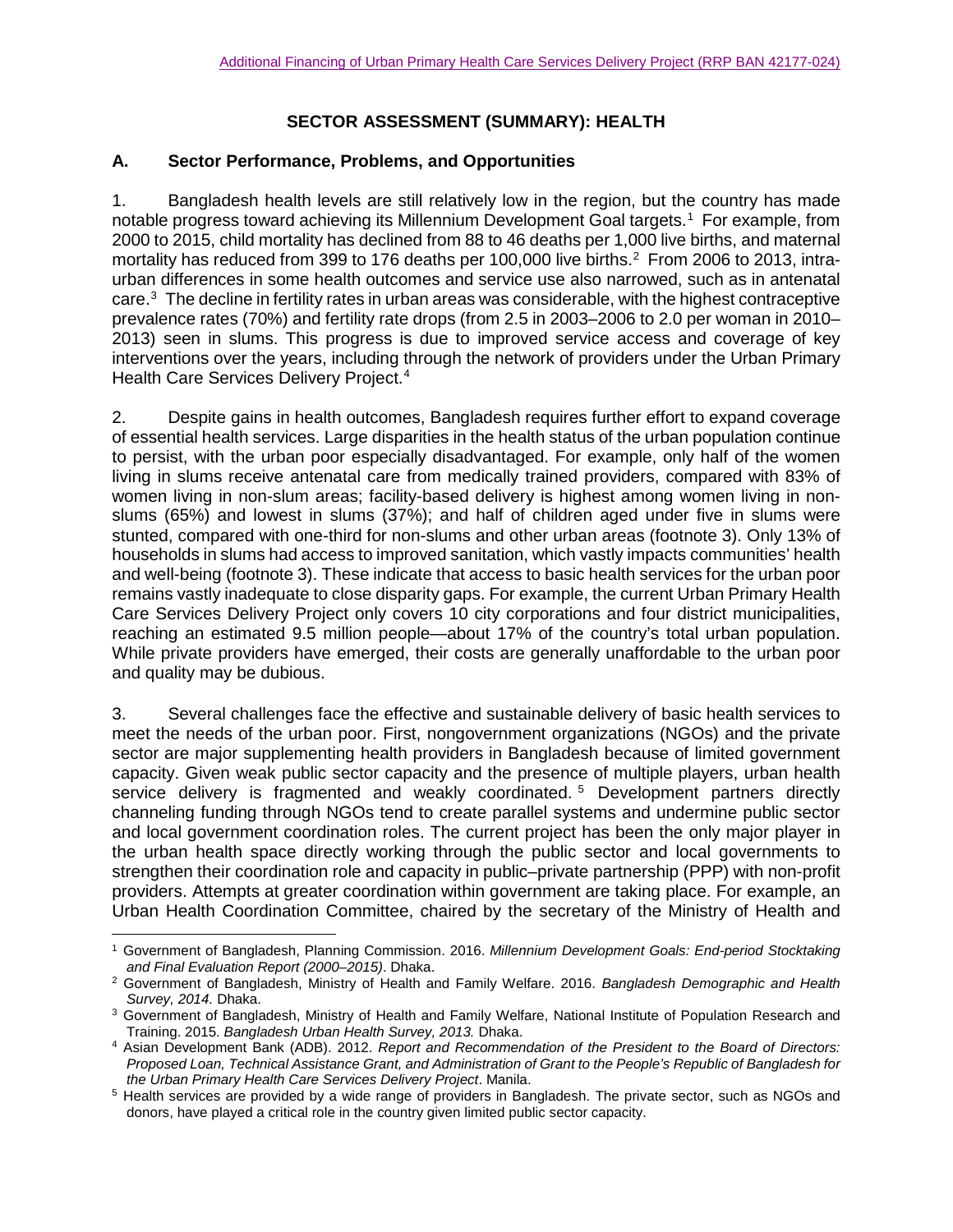# SECTOR ASSESSMENT (SUMMARY): HEALTH

## A. Sector Performance, Problems, and Opportunities

1. Bangladesh health levels are still relatively low in the region, but the country has made notable progress toward achieving its Millennium Development Goal targets.[1] For example, from 2000 to 2015, child mortality has declined from 88 to 46 deaths per 1,000 live births, and maternal mortality has reduced from 399 to 176 deaths per 100,000 live births.[2] From 2006 to 2013, intra-urban differences in some health outcomes and service use also narrowed, such as in antenatal care.[3] The decline in fertility rates in urban areas was considerable, with the highest contraceptive prevalence rates (70%) and fertility rate drops (from 2.5 in 2003–2006 to 2.0 per woman in 2010–2013) seen in slums. This progress is due to improved service access and coverage of key interventions over the years, including through the network of providers under the Urban Primary Health Care Services Delivery Project.[4]

2. Despite gains in health outcomes, Bangladesh requires further effort to expand coverage of essential health services. Large disparities in the health status of the urban population continue to persist, with the urban poor especially disadvantaged. For example, only half of the women living in slums receive antenatal care from medically trained providers, compared with 83% of women living in non-slum areas; facility-based delivery is highest among women living in non-slums (65%) and lowest in slums (37%); and half of children aged under five in slums were stunted, compared with one-third for non-slums and other urban areas (footnote 3). Only 13% of households in slums had access to improved sanitation, which vastly impacts communities' health and well-being (footnote 3). These indicate that access to basic health services for the urban poor remains vastly inadequate to close disparity gaps. For example, the current Urban Primary Health Care Services Delivery Project only covers 10 city corporations and four district municipalities, reaching an estimated 9.5 million people—about 17% of the country's total urban population. While private providers have emerged, their costs are generally unaffordable to the urban poor and quality may be dubious.

3. Several challenges face the effective and sustainable delivery of basic health services to meet the needs of the urban poor. First, nongovernment organizations (NGOs) and the private sector are major supplementing health providers in Bangladesh because of limited government capacity. Given weak public sector capacity and the presence of multiple players, urban health service delivery is fragmented and weakly coordinated.[5] Development partners directly channeling funding through NGOs tend to create parallel systems and undermine public sector and local government coordination roles. The current project has been the only major player in the urban health space directly working through the public sector and local governments to strengthen their coordination role and capacity in public–private partnership (PPP) with non-profit providers. Attempts at greater coordination within government are taking place. For example, an Urban Health Coordination Committee, chaired by the secretary of the Ministry of Health and

---

[1] Government of Bangladesh, Planning Commission. 2016. *Millennium Development Goals: End-period Stocktaking and Final Evaluation Report (2000–2015)*. Dhaka.

[2] Government of Bangladesh, Ministry of Health and Family Welfare. 2016. *Bangladesh Demographic and Health Survey, 2014.* Dhaka.

[3] Government of Bangladesh, Ministry of Health and Family Welfare, National Institute of Population Research and Training. 2015. *Bangladesh Urban Health Survey, 2013.* Dhaka.

[4] Asian Development Bank (ADB). 2012. *Report and Recommendation of the President to the Board of Directors: Proposed Loan, Technical Assistance Grant, and Administration of Grant to the People's Republic of Bangladesh for the Urban Primary Health Care Services Delivery Project*. Manila.

[5] Health services are provided by a wide range of providers in Bangladesh. The private sector, such as NGOs and donors, have played a critical role in the country given limited public sector capacity.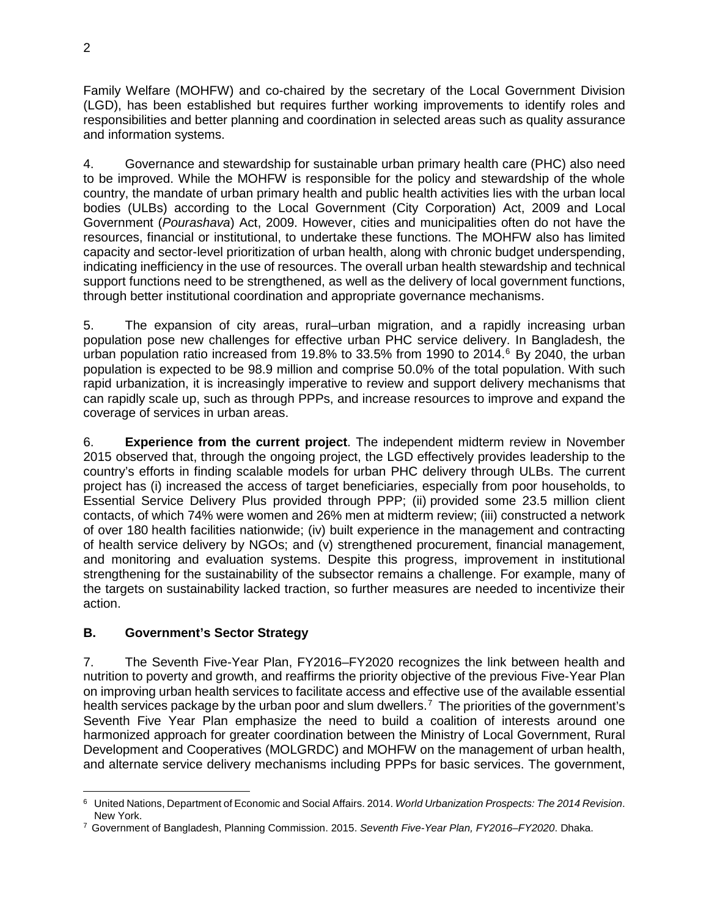Family Welfare (MOHFW) and co-chaired by the secretary of the Local Government Division (LGD), has been established but requires further working improvements to identify roles and responsibilities and better planning and coordination in selected areas such as quality assurance and information systems.

4. Governance and stewardship for sustainable urban primary health care (PHC) also need to be improved. While the MOHFW is responsible for the policy and stewardship of the whole country, the mandate of urban primary health and public health activities lies with the urban local bodies (ULBs) according to the Local Government (City Corporation) Act, 2009 and Local Government (*Pourashava*) Act, 2009. However, cities and municipalities often do not have the resources, financial or institutional, to undertake these functions. The MOHFW also has limited capacity and sector-level prioritization of urban health, along with chronic budget underspending, indicating inefficiency in the use of resources. The overall urban health stewardship and technical support functions need to be strengthened, as well as the delivery of local government functions, through better institutional coordination and appropriate governance mechanisms.

5. The expansion of city areas, rural–urban migration, and a rapidly increasing urban population pose new challenges for effective urban PHC service delivery. In Bangladesh, the urban population ratio increased from 19.8% to 33.5% from 1990 to 2014.[6] By 2040, the urban population is expected to be 98.9 million and comprise 50.0% of the total population. With such rapid urbanization, it is increasingly imperative to review and support delivery mechanisms that can rapidly scale up, such as through PPPs, and increase resources to improve and expand the coverage of services in urban areas.

6. **Experience from the current project**. The independent midterm review in November 2015 observed that, through the ongoing project, the LGD effectively provides leadership to the country's efforts in finding scalable models for urban PHC delivery through ULBs. The current project has (i) increased the access of target beneficiaries, especially from poor households, to Essential Service Delivery Plus provided through PPP; (ii) provided some 23.5 million client contacts, of which 74% were women and 26% men at midterm review; (iii) constructed a network of over 180 health facilities nationwide; (iv) built experience in the management and contracting of health service delivery by NGOs; and (v) strengthened procurement, financial management, and monitoring and evaluation systems. Despite this progress, improvement in institutional strengthening for the sustainability of the subsector remains a challenge. For example, many of the targets on sustainability lacked traction, so further measures are needed to incentivize their action.

## B. Government's Sector Strategy

7. The Seventh Five-Year Plan, FY2016–FY2020 recognizes the link between health and nutrition to poverty and growth, and reaffirms the priority objective of the previous Five-Year Plan on improving urban health services to facilitate access and effective use of the available essential health services package by the urban poor and slum dwellers.[7] The priorities of the government's Seventh Five Year Plan emphasize the need to build a coalition of interests around one harmonized approach for greater coordination between the Ministry of Local Government, Rural Development and Cooperatives (MOLGRDC) and MOHFW on the management of urban health, and alternate service delivery mechanisms including PPPs for basic services. The government,

---

[6] United Nations, Department of Economic and Social Affairs. 2014. *World Urbanization Prospects: The 2014 Revision*. New York.

[7] Government of Bangladesh, Planning Commission. 2015. *Seventh Five-Year Plan, FY2016–FY2020*. Dhaka.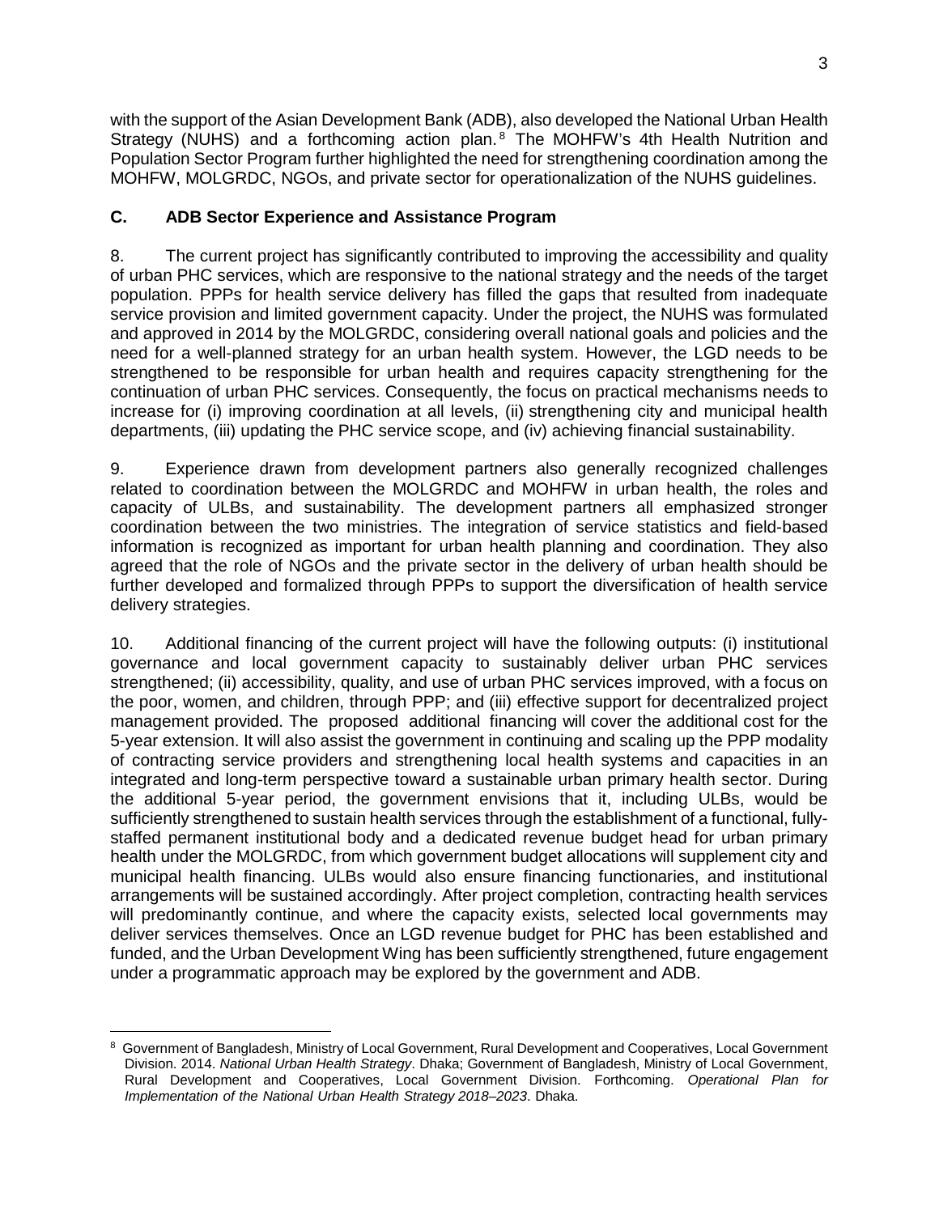with the support of the Asian Development Bank (ADB), also developed the National Urban Health Strategy (NUHS) and a forthcoming action plan.[8] The MOHFW's 4th Health Nutrition and Population Sector Program further highlighted the need for strengthening coordination among the MOHFW, MOLGRDC, NGOs, and private sector for operationalization of the NUHS guidelines.

### C. ADB Sector Experience and Assistance Program

8. The current project has significantly contributed to improving the accessibility and quality of urban PHC services, which are responsive to the national strategy and the needs of the target population. PPPs for health service delivery has filled the gaps that resulted from inadequate service provision and limited government capacity. Under the project, the NUHS was formulated and approved in 2014 by the MOLGRDC, considering overall national goals and policies and the need for a well-planned strategy for an urban health system. However, the LGD needs to be strengthened to be responsible for urban health and requires capacity strengthening for the continuation of urban PHC services. Consequently, the focus on practical mechanisms needs to increase for (i) improving coordination at all levels, (ii) strengthening city and municipal health departments, (iii) updating the PHC service scope, and (iv) achieving financial sustainability.

9. Experience drawn from development partners also generally recognized challenges related to coordination between the MOLGRDC and MOHFW in urban health, the roles and capacity of ULBs, and sustainability. The development partners all emphasized stronger coordination between the two ministries. The integration of service statistics and field-based information is recognized as important for urban health planning and coordination. They also agreed that the role of NGOs and the private sector in the delivery of urban health should be further developed and formalized through PPPs to support the diversification of health service delivery strategies.

10. Additional financing of the current project will have the following outputs: (i) institutional governance and local government capacity to sustainably deliver urban PHC services strengthened; (ii) accessibility, quality, and use of urban PHC services improved, with a focus on the poor, women, and children, through PPP; and (iii) effective support for decentralized project management provided. The proposed additional financing will cover the additional cost for the 5-year extension. It will also assist the government in continuing and scaling up the PPP modality of contracting service providers and strengthening local health systems and capacities in an integrated and long-term perspective toward a sustainable urban primary health sector. During the additional 5-year period, the government envisions that it, including ULBs, would be sufficiently strengthened to sustain health services through the establishment of a functional, fully-staffed permanent institutional body and a dedicated revenue budget head for urban primary health under the MOLGRDC, from which government budget allocations will supplement city and municipal health financing. ULBs would also ensure financing functionaries, and institutional arrangements will be sustained accordingly. After project completion, contracting health services will predominantly continue, and where the capacity exists, selected local governments may deliver services themselves. Once an LGD revenue budget for PHC has been established and funded, and the Urban Development Wing has been sufficiently strengthened, future engagement under a programmatic approach may be explored by the government and ADB.

---

[8] Government of Bangladesh, Ministry of Local Government, Rural Development and Cooperatives, Local Government Division. 2014. *National Urban Health Strategy*. Dhaka; Government of Bangladesh, Ministry of Local Government, Rural Development and Cooperatives, Local Government Division. Forthcoming. *Operational Plan for Implementation of the National Urban Health Strategy 2018–2023*. Dhaka.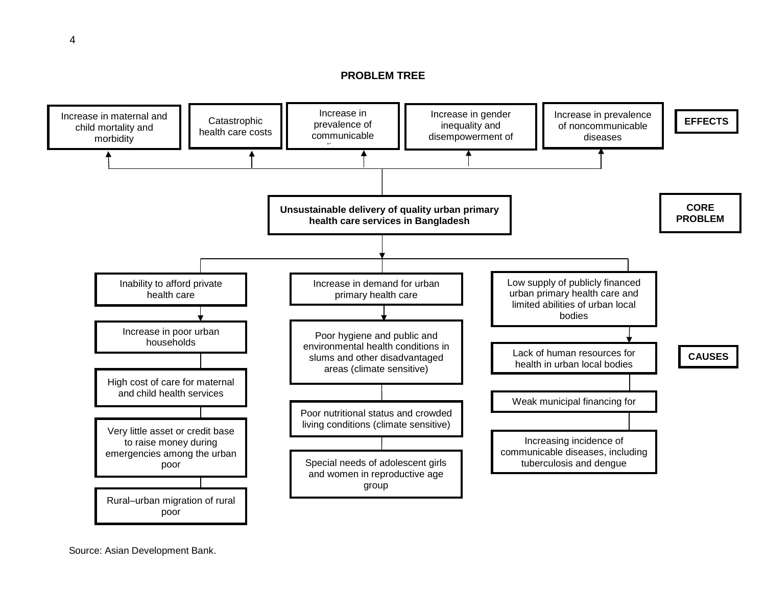**PROBLEM TREE**

EFFECTS

Increase in maternal and child mortality and morbidity

Catastrophic health care costs

Increase in prevalence of communicable

Increase in gender inequality and disempowerment of

Increase in prevalence of noncommunicable diseases

CORE PROBLEM

**Unsustainable delivery of quality urban primary health care services in Bangladesh**

CAUSES

Inability to afford private health care

Increase in poor urban households

High cost of care for maternal and child health services

Very little asset or credit base to raise money during emergencies among the urban poor

Rural–urban migration of rural poor

Increase in demand for urban primary health care

Poor hygiene and public and environmental health conditions in slums and other disadvantaged areas (climate sensitive)

Poor nutritional status and crowded living conditions (climate sensitive)

Special needs of adolescent girls and women in reproductive age group

Low supply of publicly financed urban primary health care and limited abilities of urban local bodies

Lack of human resources for health in urban local bodies

Weak municipal financing for

Increasing incidence of communicable diseases, including tuberculosis and dengue

Source: Asian Development Bank.